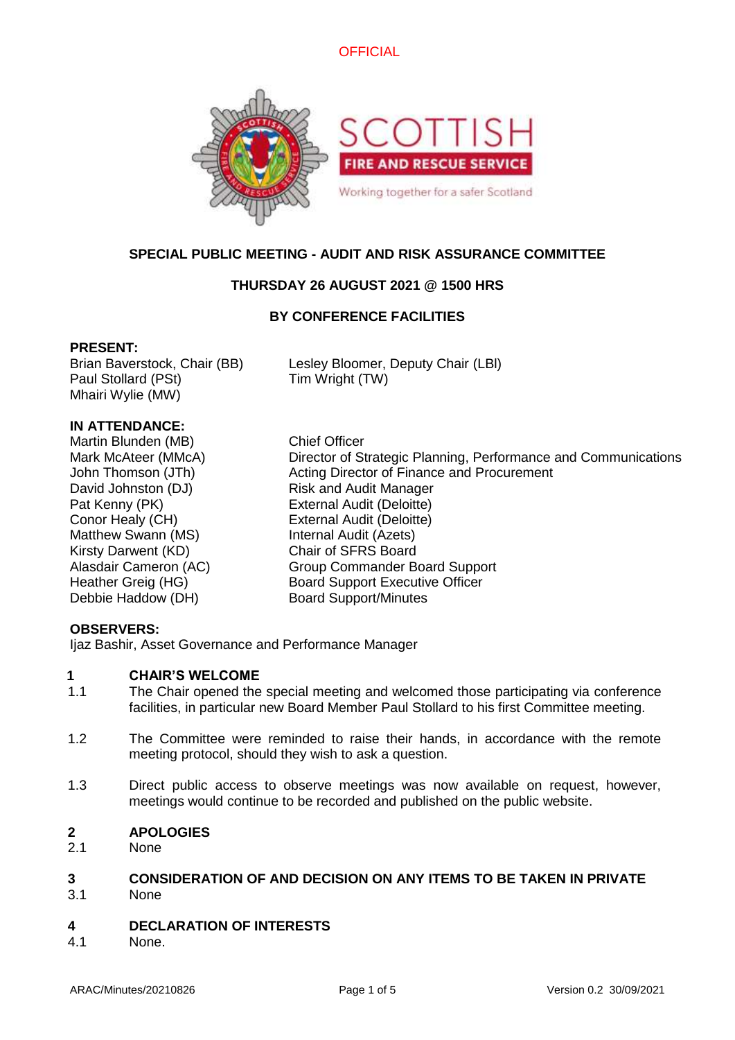OFFICIAL

# SPECIAL PUBLIC MEETING - AUDIT AND RISK ASSURANCE COMMITTEE

**THURSDAY 26 AUGUST 2021 @ 1500 HRS**

**BY CONFERENCE FACILITIES**

**PRESENT:**

Brian Baverstock, Chair (BB)
Lesley Bloomer, Deputy Chair (LBl)
Paul Stollard (PSt)
Tim Wright (TW)
Mhairi Wylie (MW)

**IN ATTENDANCE:**

| | |
|---|---|
| Martin Blunden (MB) | Chief Officer |
| Mark McAteer (MMcA) | Director of Strategic Planning, Performance and Communications |
| John Thomson (JTh) | Acting Director of Finance and Procurement |
| David Johnston (DJ) | Risk and Audit Manager |
| Pat Kenny (PK) | External Audit (Deloitte) |
| Conor Healy (CH) | External Audit (Deloitte) |
| Matthew Swann (MS) | Internal Audit (Azets) |
| Kirsty Darwent (KD) | Chair of SFRS Board |
| Alasdair Cameron (AC) | Group Commander Board Support |
| Heather Greig (HG) | Board Support Executive Officer |
| Debbie Haddow (DH) | Board Support/Minutes |

**OBSERVERS:**

Ijaz Bashir, Asset Governance and Performance Manager

## 1 CHAIR'S WELCOME

1.1 The Chair opened the special meeting and welcomed those participating via conference facilities, in particular new Board Member Paul Stollard to his first Committee meeting.

1.2 The Committee were reminded to raise their hands, in accordance with the remote meeting protocol, should they wish to ask a question.

1.3 Direct public access to observe meetings was now available on request, however, meetings would continue to be recorded and published on the public website.

## 2 APOLOGIES

2.1 None

## 3 CONSIDERATION OF AND DECISION ON ANY ITEMS TO BE TAKEN IN PRIVATE

3.1 None

## 4 DECLARATION OF INTERESTS

4.1 None.

ARAC/Minutes/20210826 Version 0.2 30/09/2021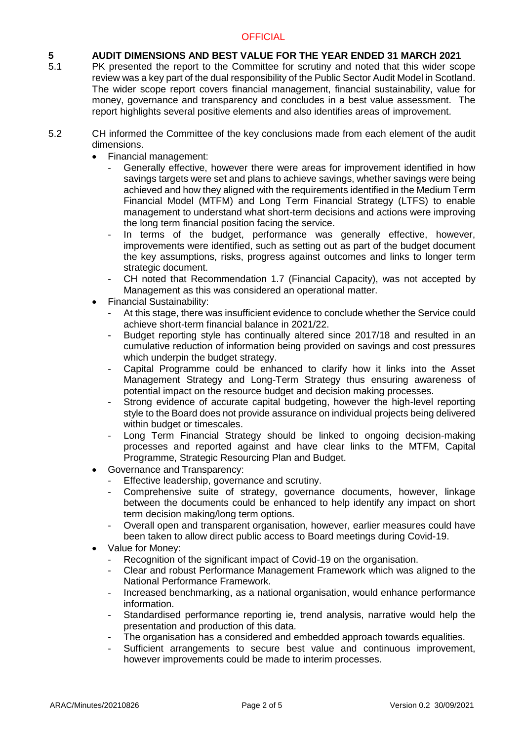## 5 AUDIT DIMENSIONS AND BEST VALUE FOR THE YEAR ENDED 31 MARCH 2021

5.1 PK presented the report to the Committee for scrutiny and noted that this wider scope review was a key part of the dual responsibility of the Public Sector Audit Model in Scotland. The wider scope report covers financial management, financial sustainability, value for money, governance and transparency and concludes in a best value assessment. The report highlights several positive elements and also identifies areas of improvement.

5.2 CH informed the Committee of the key conclusions made from each element of the audit dimensions.

- Financial management:
  - Generally effective, however there were areas for improvement identified in how savings targets were set and plans to achieve savings, whether savings were being achieved and how they aligned with the requirements identified in the Medium Term Financial Model (MTFM) and Long Term Financial Strategy (LTFS) to enable management to understand what short-term decisions and actions were improving the long term financial position facing the service.
  - In terms of the budget, performance was generally effective, however, improvements were identified, such as setting out as part of the budget document the key assumptions, risks, progress against outcomes and links to longer term strategic document.
  - CH noted that Recommendation 1.7 (Financial Capacity), was not accepted by Management as this was considered an operational matter.
- Financial Sustainability:
  - At this stage, there was insufficient evidence to conclude whether the Service could achieve short-term financial balance in 2021/22.
  - Budget reporting style has continually altered since 2017/18 and resulted in an cumulative reduction of information being provided on savings and cost pressures which underpin the budget strategy.
  - Capital Programme could be enhanced to clarify how it links into the Asset Management Strategy and Long-Term Strategy thus ensuring awareness of potential impact on the resource budget and decision making processes.
  - Strong evidence of accurate capital budgeting, however the high-level reporting style to the Board does not provide assurance on individual projects being delivered within budget or timescales.
  - Long Term Financial Strategy should be linked to ongoing decision-making processes and reported against and have clear links to the MTFM, Capital Programme, Strategic Resourcing Plan and Budget.
- Governance and Transparency:
  - Effective leadership, governance and scrutiny.
  - Comprehensive suite of strategy, governance documents, however, linkage between the documents could be enhanced to help identify any impact on short term decision making/long term options.
  - Overall open and transparent organisation, however, earlier measures could have been taken to allow direct public access to Board meetings during Covid-19.
- Value for Money:
  - Recognition of the significant impact of Covid-19 on the organisation.
  - Clear and robust Performance Management Framework which was aligned to the National Performance Framework.
  - Increased benchmarking, as a national organisation, would enhance performance information.
  - Standardised performance reporting ie, trend analysis, narrative would help the presentation and production of this data.
  - The organisation has a considered and embedded approach towards equalities.
  - Sufficient arrangements to secure best value and continuous improvement, however improvements could be made to interim processes.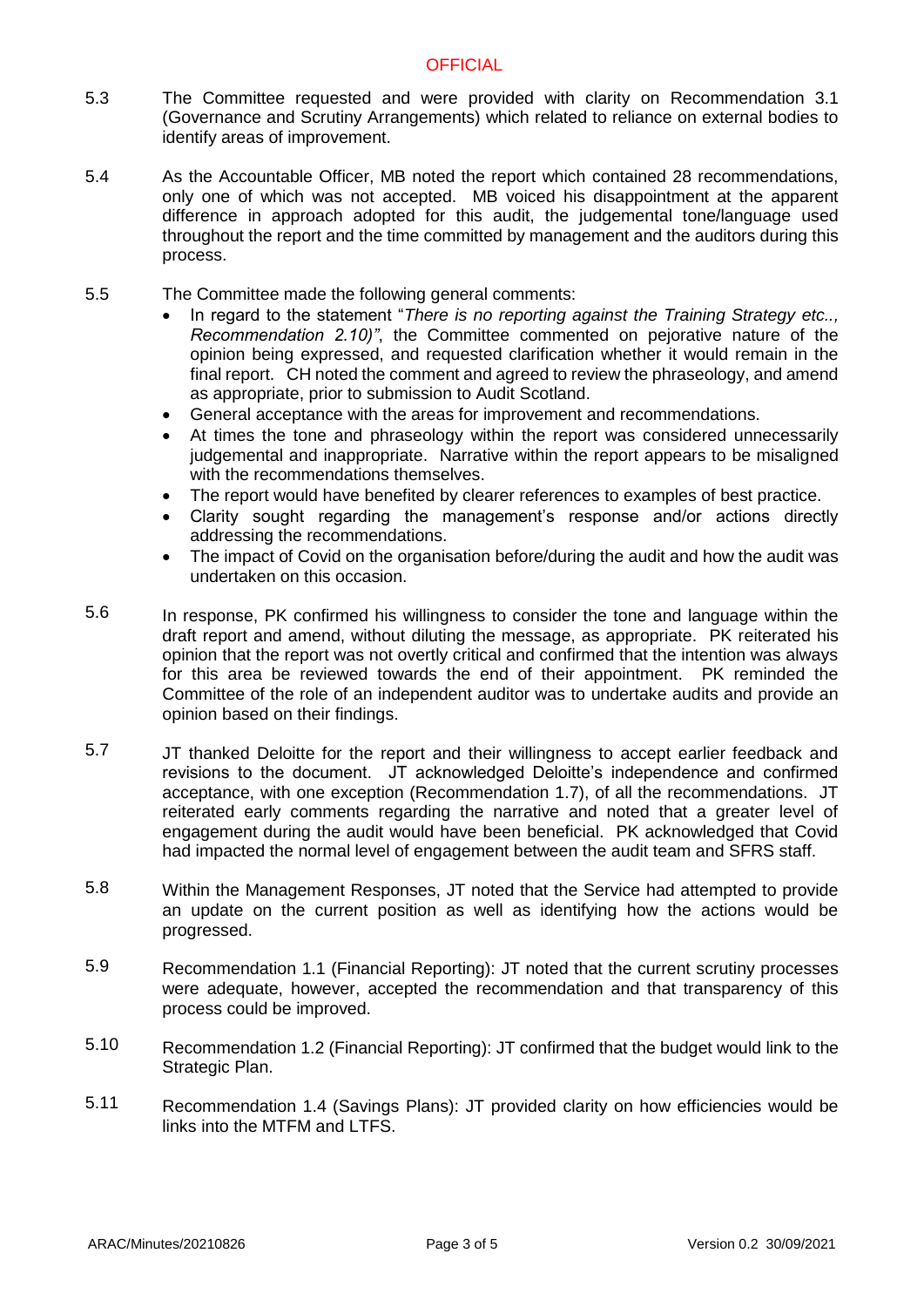5.3 The Committee requested and were provided with clarity on Recommendation 3.1 (Governance and Scrutiny Arrangements) which related to reliance on external bodies to identify areas of improvement.

5.4 As the Accountable Officer, MB noted the report which contained 28 recommendations, only one of which was not accepted. MB voiced his disappointment at the apparent difference in approach adopted for this audit, the judgemental tone/language used throughout the report and the time committed by management and the auditors during this process.

5.5 The Committee made the following general comments:

- In regard to the statement "*There is no reporting against the Training Strategy etc.., Recommendation 2.10)"*, the Committee commented on pejorative nature of the opinion being expressed, and requested clarification whether it would remain in the final report. CH noted the comment and agreed to review the phraseology, and amend as appropriate, prior to submission to Audit Scotland.
- General acceptance with the areas for improvement and recommendations.
- At times the tone and phraseology within the report was considered unnecessarily judgemental and inappropriate. Narrative within the report appears to be misaligned with the recommendations themselves.
- The report would have benefited by clearer references to examples of best practice.
- Clarity sought regarding the management's response and/or actions directly addressing the recommendations.
- The impact of Covid on the organisation before/during the audit and how the audit was undertaken on this occasion.

5.6 In response, PK confirmed his willingness to consider the tone and language within the draft report and amend, without diluting the message, as appropriate. PK reiterated his opinion that the report was not overtly critical and confirmed that the intention was always for this area be reviewed towards the end of their appointment. PK reminded the Committee of the role of an independent auditor was to undertake audits and provide an opinion based on their findings.

5.7 JT thanked Deloitte for the report and their willingness to accept earlier feedback and revisions to the document. JT acknowledged Deloitte's independence and confirmed acceptance, with one exception (Recommendation 1.7), of all the recommendations. JT reiterated early comments regarding the narrative and noted that a greater level of engagement during the audit would have been beneficial. PK acknowledged that Covid had impacted the normal level of engagement between the audit team and SFRS staff.

5.8 Within the Management Responses, JT noted that the Service had attempted to provide an update on the current position as well as identifying how the actions would be progressed.

5.9 Recommendation 1.1 (Financial Reporting): JT noted that the current scrutiny processes were adequate, however, accepted the recommendation and that transparency of this process could be improved.

5.10 Recommendation 1.2 (Financial Reporting): JT confirmed that the budget would link to the Strategic Plan.

5.11 Recommendation 1.4 (Savings Plans): JT provided clarity on how efficiencies would be links into the MTFM and LTFS.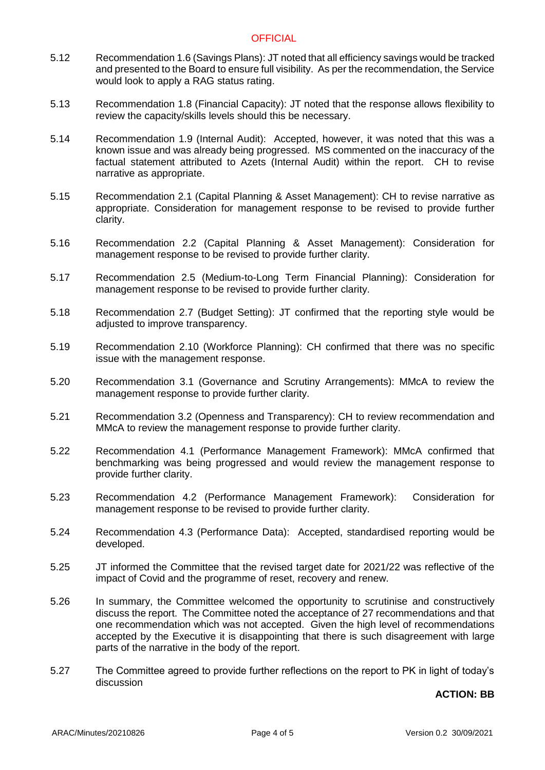5.12 Recommendation 1.6 (Savings Plans): JT noted that all efficiency savings would be tracked and presented to the Board to ensure full visibility. As per the recommendation, the Service would look to apply a RAG status rating.

5.13 Recommendation 1.8 (Financial Capacity): JT noted that the response allows flexibility to review the capacity/skills levels should this be necessary.

5.14 Recommendation 1.9 (Internal Audit): Accepted, however, it was noted that this was a known issue and was already being progressed. MS commented on the inaccuracy of the factual statement attributed to Azets (Internal Audit) within the report. CH to revise narrative as appropriate.

5.15 Recommendation 2.1 (Capital Planning & Asset Management): CH to revise narrative as appropriate. Consideration for management response to be revised to provide further clarity.

5.16 Recommendation 2.2 (Capital Planning & Asset Management): Consideration for management response to be revised to provide further clarity.

5.17 Recommendation 2.5 (Medium-to-Long Term Financial Planning): Consideration for management response to be revised to provide further clarity.

5.18 Recommendation 2.7 (Budget Setting): JT confirmed that the reporting style would be adjusted to improve transparency.

5.19 Recommendation 2.10 (Workforce Planning): CH confirmed that there was no specific issue with the management response.

5.20 Recommendation 3.1 (Governance and Scrutiny Arrangements): MMcA to review the management response to provide further clarity.

5.21 Recommendation 3.2 (Openness and Transparency): CH to review recommendation and MMcA to review the management response to provide further clarity.

5.22 Recommendation 4.1 (Performance Management Framework): MMcA confirmed that benchmarking was being progressed and would review the management response to provide further clarity.

5.23 Recommendation 4.2 (Performance Management Framework): Consideration for management response to be revised to provide further clarity.

5.24 Recommendation 4.3 (Performance Data): Accepted, standardised reporting would be developed.

5.25 JT informed the Committee that the revised target date for 2021/22 was reflective of the impact of Covid and the programme of reset, recovery and renew.

5.26 In summary, the Committee welcomed the opportunity to scrutinise and constructively discuss the report. The Committee noted the acceptance of 27 recommendations and that one recommendation which was not accepted. Given the high level of recommendations accepted by the Executive it is disappointing that there is such disagreement with large parts of the narrative in the body of the report.

5.27 The Committee agreed to provide further reflections on the report to PK in light of today's discussion

**ACTION: BB**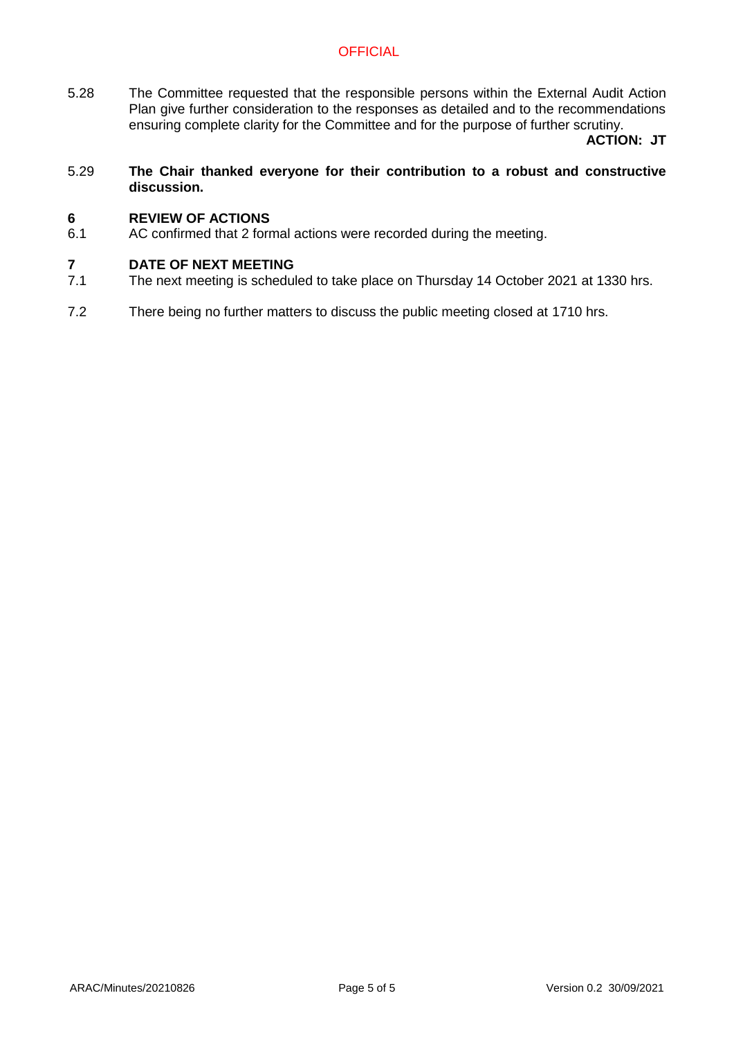5.28 The Committee requested that the responsible persons within the External Audit Action Plan give further consideration to the responses as detailed and to the recommendations ensuring complete clarity for the Committee and for the purpose of further scrutiny.

**ACTION: JT**

5.29 **The Chair thanked everyone for their contribution to a robust and constructive discussion.**

## 6 REVIEW OF ACTIONS

6.1 AC confirmed that 2 formal actions were recorded during the meeting.

## 7 DATE OF NEXT MEETING

7.1 The next meeting is scheduled to take place on Thursday 14 October 2021 at 1330 hrs.

7.2 There being no further matters to discuss the public meeting closed at 1710 hrs.